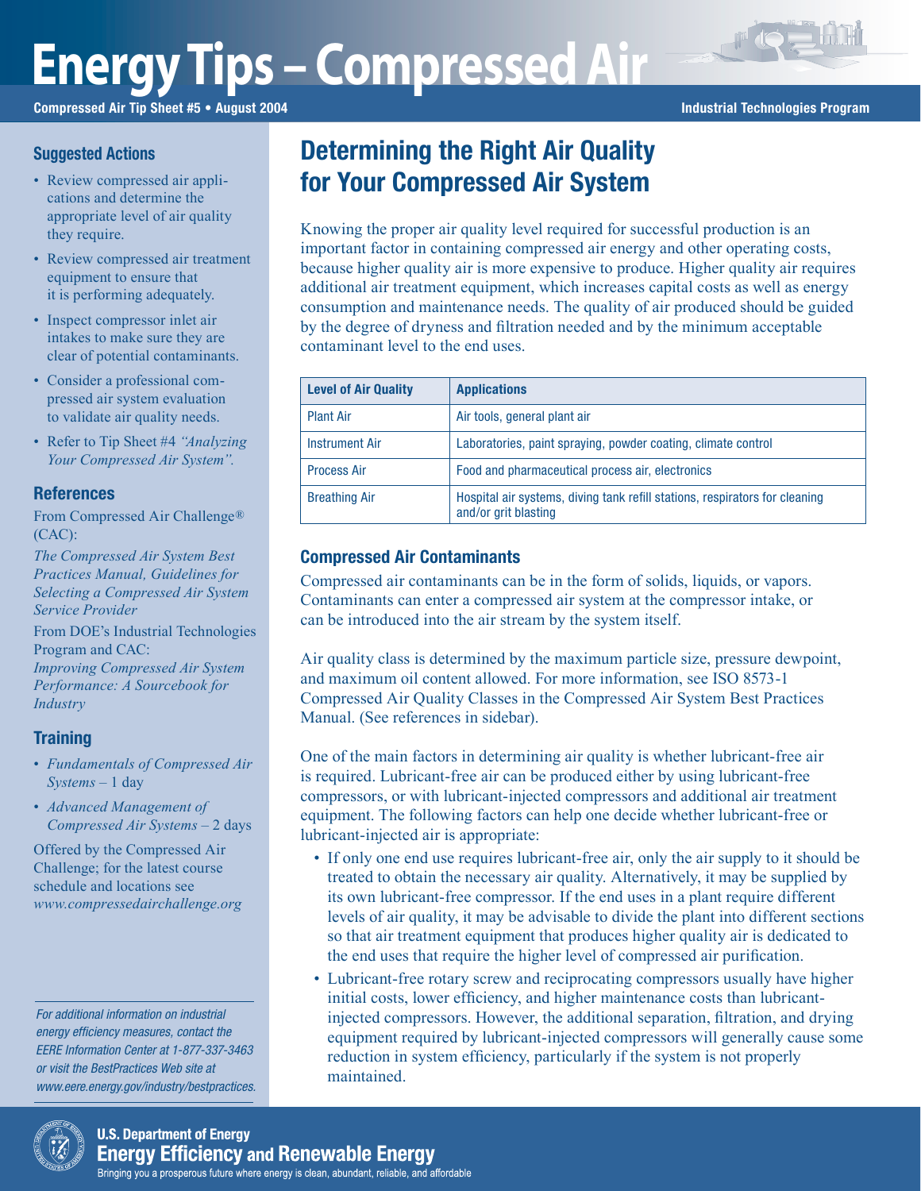# Energy Tips – Compressed Air

**Compressed Air Tip Sheet #5 • August 2004**

**Industrial Technologies Program**

## Determining the Right Air Quality for Your Compressed Air System

Knowing the proper air quality level required for successful production is an important factor in containing compressed air energy and other operating costs, because higher quality air is more expensive to produce. Higher quality air requires additional air treatment equipment, which increases capital costs as well as energy consumption and maintenance needs. The quality of air produced should be guided by the degree of dryness and filtration needed and by the minimum acceptable contaminant level to the end uses.

| Level of Air Quality | Applications |
|---|---|
| Plant Air | Air tools, general plant air |
| Instrument Air | Laboratories, paint spraying, powder coating, climate control |
| Process Air | Food and pharmaceutical process air, electronics |
| Breathing Air | Hospital air systems, diving tank refill stations, respirators for cleaning and/or grit blasting |

### Compressed Air Contaminants

Compressed air contaminants can be in the form of solids, liquids, or vapors. Contaminants can enter a compressed air system at the compressor intake, or can be introduced into the air stream by the system itself.

Air quality class is determined by the maximum particle size, pressure dewpoint, and maximum oil content allowed. For more information, see ISO 8573-1 Compressed Air Quality Classes in the Compressed Air System Best Practices Manual. (See references in sidebar).

One of the main factors in determining air quality is whether lubricant-free air is required. Lubricant-free air can be produced either by using lubricant-free compressors, or with lubricant-injected compressors and additional air treatment equipment. The following factors can help one decide whether lubricant-free or lubricant-injected air is appropriate:

- If only one end use requires lubricant-free air, only the air supply to it should be treated to obtain the necessary air quality. Alternatively, it may be supplied by its own lubricant-free compressor. If the end uses in a plant require different levels of air quality, it may be advisable to divide the plant into different sections so that air treatment equipment that produces higher quality air is dedicated to the end uses that require the higher level of compressed air purification.
- Lubricant-free rotary screw and reciprocating compressors usually have higher initial costs, lower efficiency, and higher maintenance costs than lubricant-injected compressors. However, the additional separation, filtration, and drying equipment required by lubricant-injected compressors will generally cause some reduction in system efficiency, particularly if the system is not properly maintained.

### Suggested Actions

- Review compressed air applications and determine the appropriate level of air quality they require.
- Review compressed air treatment equipment to ensure that it is performing adequately.
- Inspect compressor inlet air intakes to make sure they are clear of potential contaminants.
- Consider a professional compressed air system evaluation to validate air quality needs.
- Refer to Tip Sheet #4 *"Analyzing Your Compressed Air System".*

### References

From Compressed Air Challenge® (CAC):

*The Compressed Air System Best Practices Manual, Guidelines for Selecting a Compressed Air System Service Provider*

From DOE's Industrial Technologies Program and CAC:

*Improving Compressed Air System Performance: A Sourcebook for Industry*

### Training

- *Fundamentals of Compressed Air Systems* – 1 day
- *Advanced Management of Compressed Air Systems* – 2 days

Offered by the Compressed Air Challenge; for the latest course schedule and locations see *www.compressedairchallenge.org*

*For additional information on industrial energy efficiency measures, contact the EERE Information Center at 1-877-337-3463 or visit the BestPractices Web site at www.eere.energy.gov/industry/bestpractices.*

**U.S. Department of Energy**
**Energy Efficiency and Renewable Energy**
Bringing you a prosperous future where energy is clean, abundant, reliable, and affordable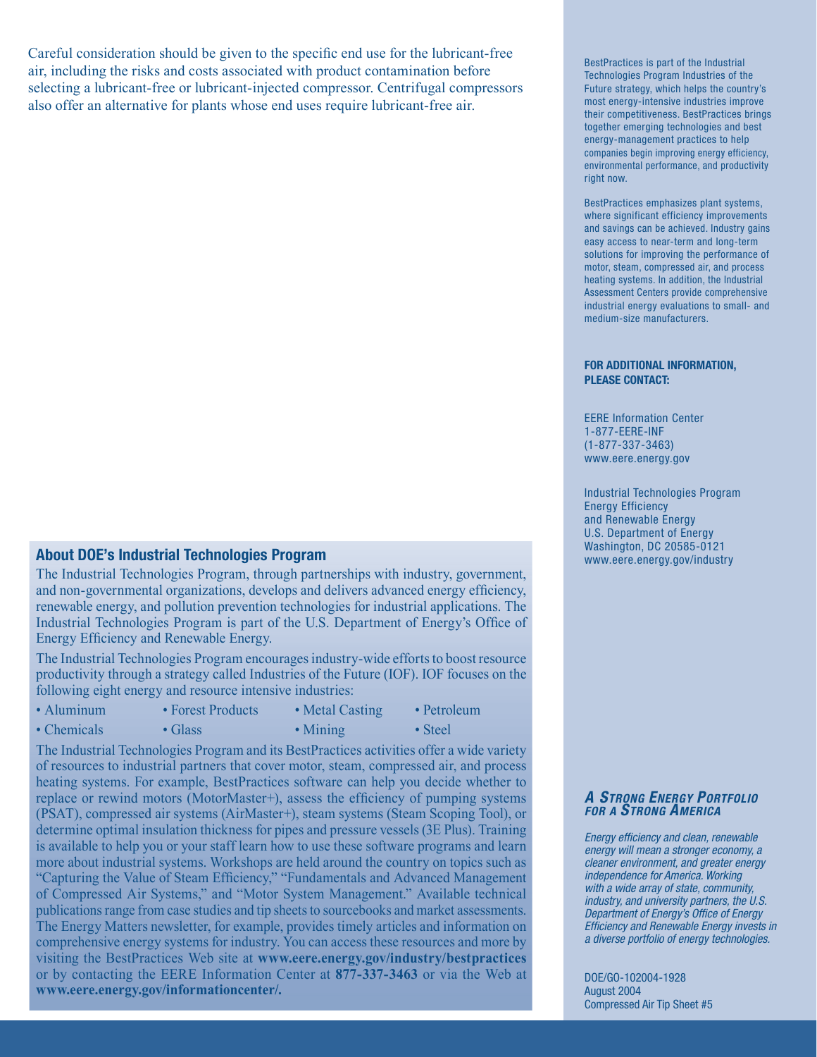Careful consideration should be given to the specific end use for the lubricant-free air, including the risks and costs associated with product contamination before selecting a lubricant-free or lubricant-injected compressor. Centrifugal compressors also offer an alternative for plants whose end uses require lubricant-free air.

## About DOE's Industrial Technologies Program

The Industrial Technologies Program, through partnerships with industry, government, and non-governmental organizations, develops and delivers advanced energy efficiency, renewable energy, and pollution prevention technologies for industrial applications. The Industrial Technologies Program is part of the U.S. Department of Energy's Office of Energy Efficiency and Renewable Energy.

The Industrial Technologies Program encourages industry-wide efforts to boost resource productivity through a strategy called Industries of the Future (IOF). IOF focuses on the following eight energy and resource intensive industries:

- Aluminum
- Forest Products
- Metal Casting
- Petroleum
- Chemicals
- Glass
- Mining
- Steel

The Industrial Technologies Program and its BestPractices activities offer a wide variety of resources to industrial partners that cover motor, steam, compressed air, and process heating systems. For example, BestPractices software can help you decide whether to replace or rewind motors (MotorMaster+), assess the efficiency of pumping systems (PSAT), compressed air systems (AirMaster+), steam systems (Steam Scoping Tool), or determine optimal insulation thickness for pipes and pressure vessels (3E Plus). Training is available to help you or your staff learn how to use these software programs and learn more about industrial systems. Workshops are held around the country on topics such as "Capturing the Value of Steam Efficiency," "Fundamentals and Advanced Management of Compressed Air Systems," and "Motor System Management." Available technical publications range from case studies and tip sheets to sourcebooks and market assessments. The Energy Matters newsletter, for example, provides timely articles and information on comprehensive energy systems for industry. You can access these resources and more by visiting the BestPractices Web site at **www.eere.energy.gov/industry/bestpractices** or by contacting the EERE Information Center at **877-337-3463** or via the Web at **www.eere.energy.gov/informationcenter/.**

BestPractices is part of the Industrial Technologies Program Industries of the Future strategy, which helps the country's most energy-intensive industries improve their competitiveness. BestPractices brings together emerging technologies and best energy-management practices to help companies begin improving energy efficiency, environmental performance, and productivity right now.

BestPractices emphasizes plant systems, where significant efficiency improvements and savings can be achieved. Industry gains easy access to near-term and long-term solutions for improving the performance of motor, steam, compressed air, and process heating systems. In addition, the Industrial Assessment Centers provide comprehensive industrial energy evaluations to small- and medium-size manufacturers.

**FOR ADDITIONAL INFORMATION, PLEASE CONTACT:**

EERE Information Center
1-877-EERE-INF
(1-877-337-3463)
www.eere.energy.gov

Industrial Technologies Program
Energy Efficiency
and Renewable Energy
U.S. Department of Energy
Washington, DC 20585-0121
www.eere.energy.gov/industry

***A STRONG ENERGY PORTFOLIO FOR A STRONG AMERICA***

*Energy efficiency and clean, renewable energy will mean a stronger economy, a cleaner environment, and greater energy independence for America. Working with a wide array of state, community, industry, and university partners, the U.S. Department of Energy's Office of Energy Efficiency and Renewable Energy invests in a diverse portfolio of energy technologies.*

DOE/GO-102004-1928
August 2004
Compressed Air Tip Sheet #5